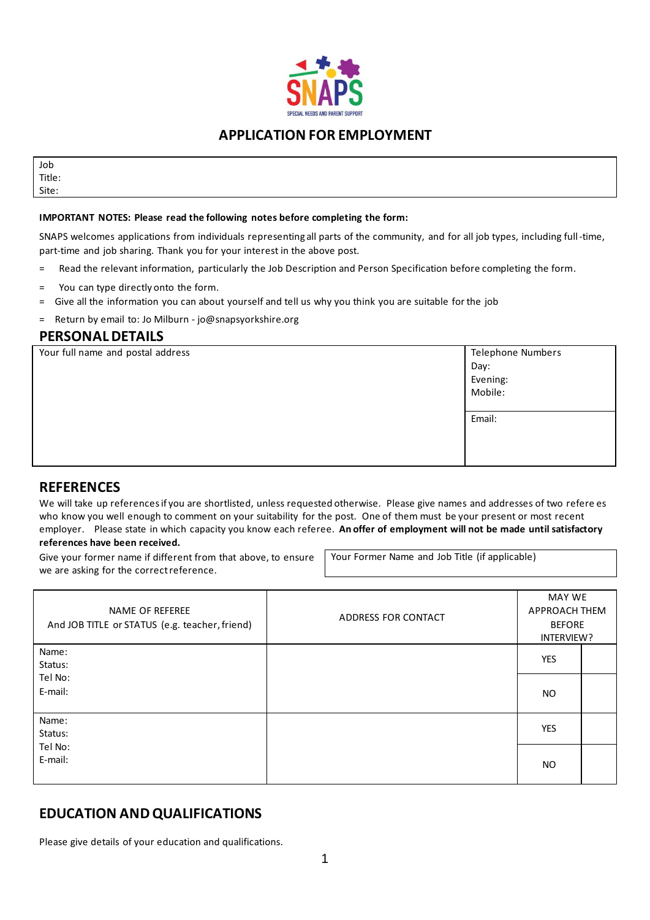SNAPS

SPECIAL NEEDS AND PARENT SUPPORT

## APPLICATION FOR EMPLOYMENT

| Job Title: |
|---|
| Site: |

**IMPORTANT NOTES: Please read the following notes before completing the form:**

SNAPS welcomes applications from individuals representing all parts of the community, and for all job types, including full-time, part-time and job sharing. Thank you for your interest in the above post.

= Read the relevant information, particularly the Job Description and Person Specification before completing the form.

= You can type directly onto the form.

= Give all the information you can about yourself and tell us why you think you are suitable for the job

= Return by email to: Jo Milburn - jo@snapsyorkshire.org

## PERSONAL DETAILS

| Your full name and postal address | Telephone Numbers<br>Day:<br>Evening:<br>Mobile: |
|---|---|
| | Email: |

## REFERENCES

We will take up references if you are shortlisted, unless requested otherwise. Please give names and addresses of two refere es who know you well enough to comment on your suitability for the post. One of them must be your present or most recent employer. Please state in which capacity you know each referee. **An offer of employment will not be made until satisfactory references have been received.**

Give your former name if different from that above, to ensure we are asking for the correct reference.

| Your Former Name and Job Title (if applicable) |
|---|
| |

| NAME OF REFEREE And JOB TITLE or STATUS (e.g. teacher, friend) | ADDRESS FOR CONTACT | MAY WE APPROACH THEM BEFORE INTERVIEW? | |
|---|---|---|---|
| Name:<br>Status:<br>Tel No:<br>E-mail: | | YES | |
| | | NO | |
| Name:<br>Status:<br>Tel No:<br>E-mail: | | YES | |
| | | NO | |

## EDUCATION AND QUALIFICATIONS

Please give details of your education and qualifications.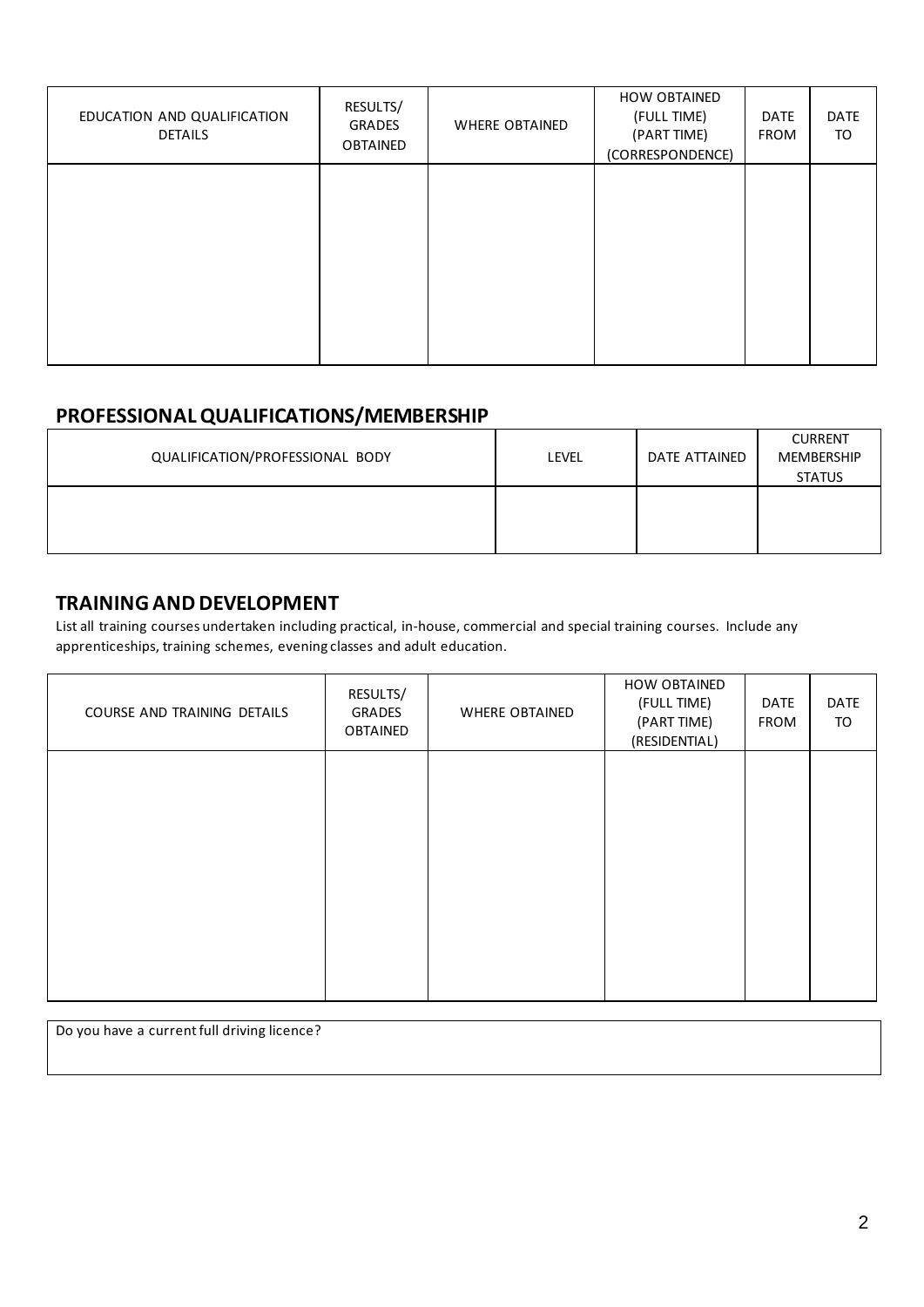| EDUCATION AND QUALIFICATION DETAILS | RESULTS/ GRADES OBTAINED | WHERE OBTAINED | HOW OBTAINED (FULL TIME) (PART TIME) (CORRESPONDENCE) | DATE FROM | DATE TO |
|---|---|---|---|---|---|
| | | | | | |

## PROFESSIONAL QUALIFICATIONS/MEMBERSHIP

| QUALIFICATION/PROFESSIONAL BODY | LEVEL | DATE ATTAINED | CURRENT MEMBERSHIP STATUS |
|---|---|---|---|
| | | | |

## TRAINING AND DEVELOPMENT

List all training courses undertaken including practical, in-house, commercial and special training courses. Include any apprenticeships, training schemes, evening classes and adult education.

| COURSE AND TRAINING DETAILS | RESULTS/ GRADES OBTAINED | WHERE OBTAINED | HOW OBTAINED (FULL TIME) (PART TIME) (RESIDENTIAL) | DATE FROM | DATE TO |
|---|---|---|---|---|---|
| | | | | | |

| Do you have a current full driving licence? |
|---|
| |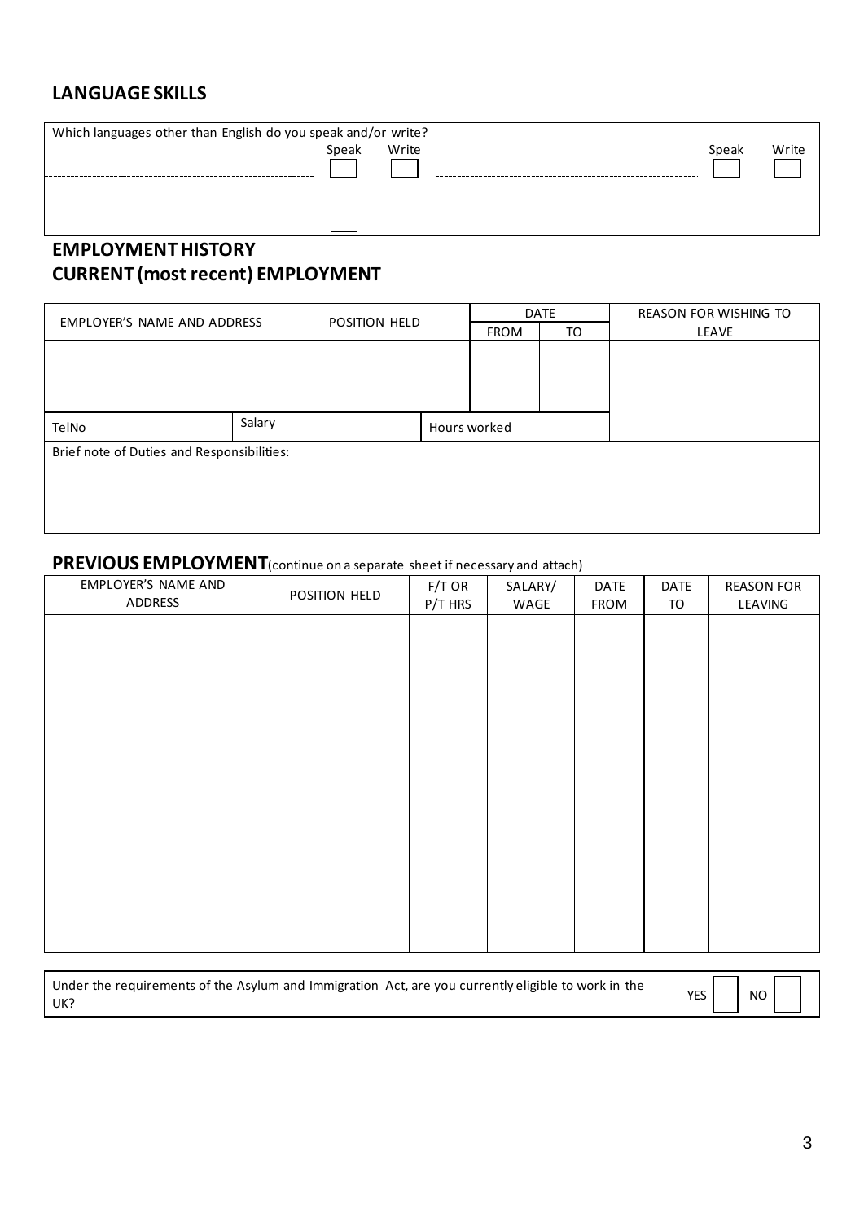## LANGUAGE SKILLS

| Which languages other than English do you speak and/or write? | Speak | Write | | Speak | Write |
|---|---|---|---|---|---|
| | ☐ | ☐ | | ☐ | ☐ |

## EMPLOYMENT HISTORY
## CURRENT (most recent) EMPLOYMENT

| EMPLOYER'S NAME AND ADDRESS | | POSITION HELD | | DATE | | REASON FOR WISHING TO LEAVE |
|---|---|---|---|---|---|---|
| | | | | FROM | TO | |
| | | | | | | |
| TelNo | Salary | | Hours worked | | | |
| Brief note of Duties and Responsibilities: | | | | | | |

## PREVIOUS EMPLOYMENT (continue on a separate sheet if necessary and attach)

| EMPLOYER'S NAME AND ADDRESS | POSITION HELD | F/T OR P/T HRS | SALARY/ WAGE | DATE FROM | DATE TO | REASON FOR LEAVING |
|---|---|---|---|---|---|---|
| | | | | | | |

| Under the requirements of the Asylum and Immigration Act, are you currently eligible to work in the UK? | YES ☐ | NO ☐ |
|---|---|---|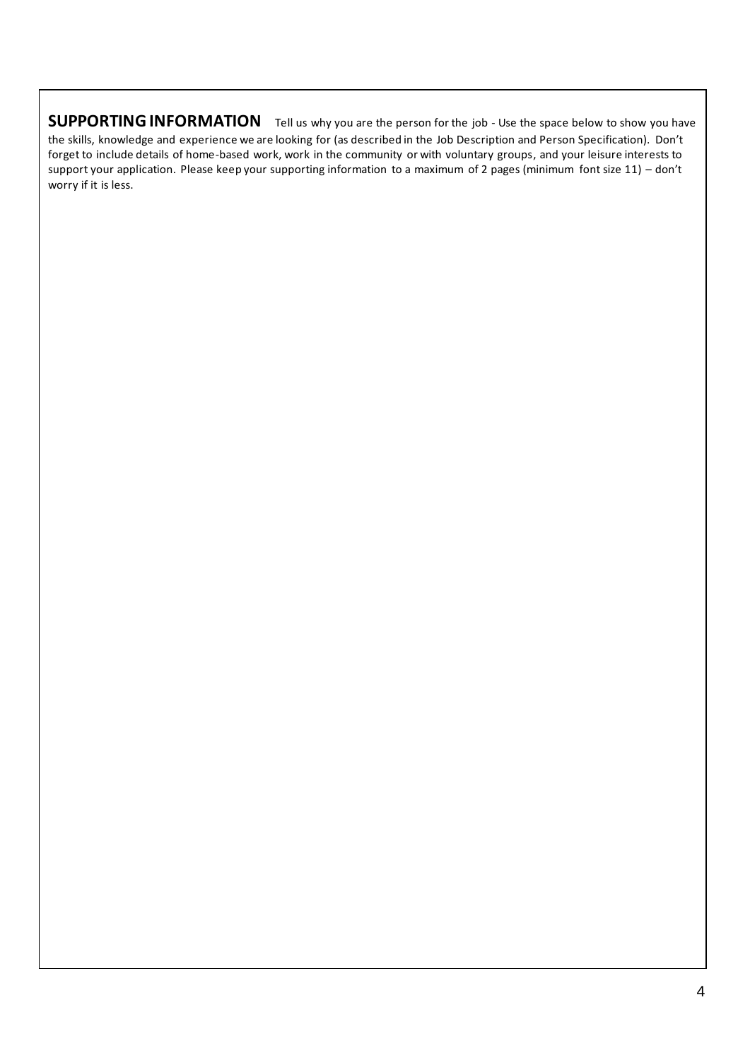**SUPPORTING INFORMATION** Tell us why you are the person for the job - Use the space below to show you have the skills, knowledge and experience we are looking for (as described in the Job Description and Person Specification). Don't forget to include details of home-based work, work in the community or with voluntary groups, and your leisure interests to support your application. Please keep your supporting information to a maximum of 2 pages (minimum font size 11) – don't worry if it is less.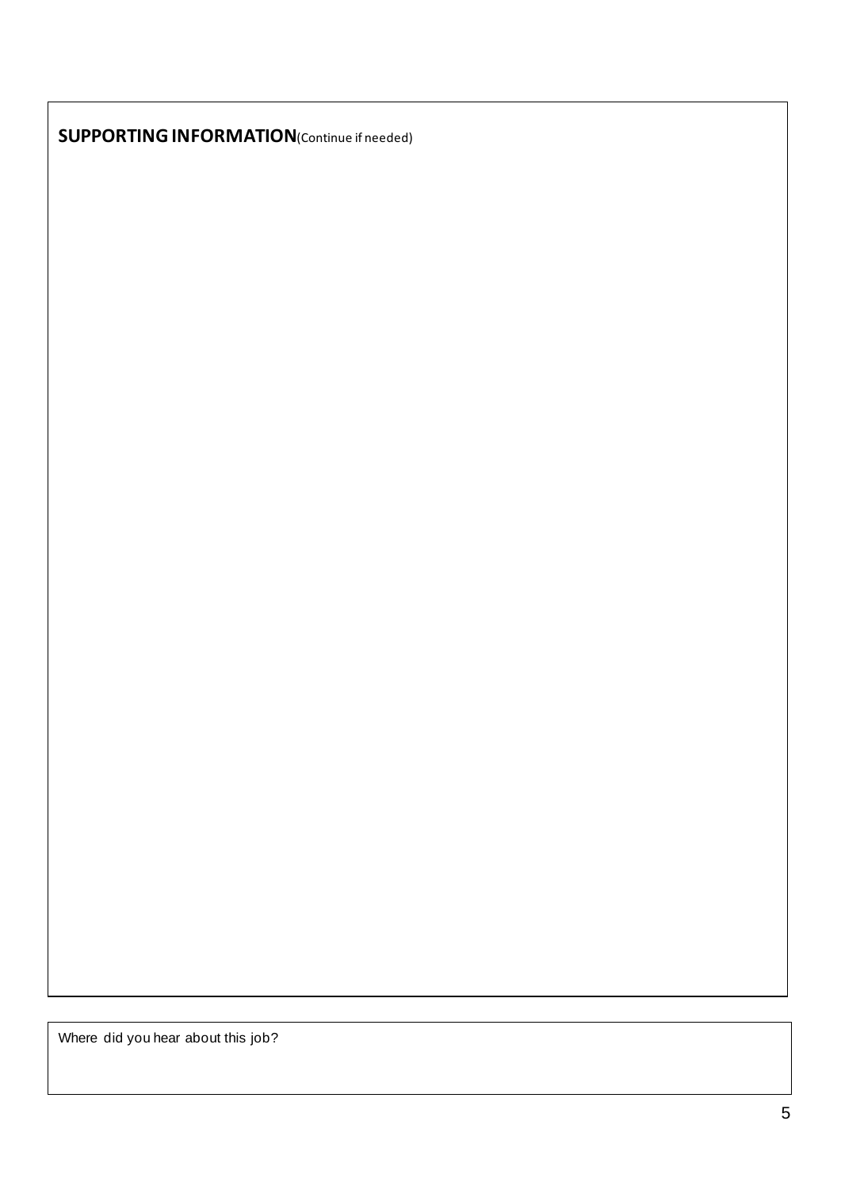**SUPPORTING INFORMATION**(Continue if needed)

Where did you hear about this job?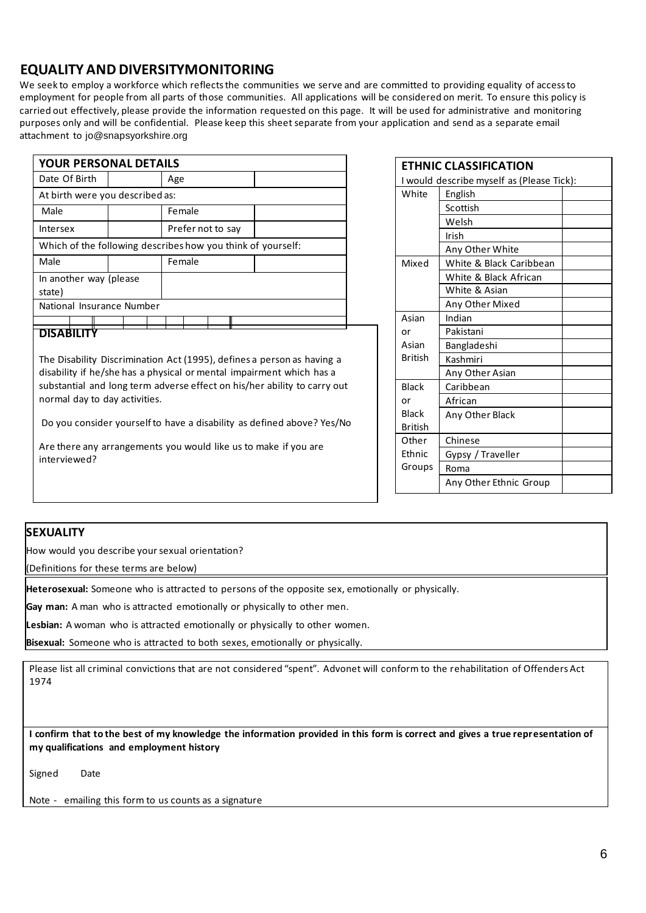## EQUALITY AND DIVERSITYMONITORING

We seek to employ a workforce which reflects the communities we serve and are committed to providing equality of access to employment for people from all parts of those communities. All applications will be considered on merit. To ensure this policy is carried out effectively, please provide the information requested on this page. It will be used for administrative and monitoring purposes only and will be confidential. Please keep this sheet separate from your application and send as a separate email attachment to jo@snapsyorkshire.org

| YOUR PERSONAL DETAILS | | | |
|---|---|---|---|
| Date Of Birth | | Age | |
| At birth were you described as: | | | |
| Male | | Female | |
| Intersex | | Prefer not to say | |
| Which of the following describes how you think of yourself: | | | |
| Male | | Female | |
| In another way (please state) | | | |
| National Insurance Number | | | |

### DISABILITY

The Disability Discrimination Act (1995), defines a person as having a disability if he/she has a physical or mental impairment which has a substantial and long term adverse effect on his/her ability to carry out normal day to day activities.

Do you consider yourself to have a disability as defined above? Yes/No

Are there any arrangements you would like us to make if you are interviewed?

| ETHNIC CLASSIFICATION | | |
|---|---|---|
| I would describe myself as (Please Tick): | | |
| White | English | |
| | Scottish | |
| | Welsh | |
| | Irish | |
| | Any Other White | |
| Mixed | White & Black Caribbean | |
| | White & Black African | |
| | White & Asian | |
| | Any Other Mixed | |
| Asian or Asian British | Indian | |
| | Pakistani | |
| | Bangladeshi | |
| | Kashmiri | |
| | Any Other Asian | |
| Black or Black British | Caribbean | |
| | African | |
| | Any Other Black | |
| Other Ethnic Groups | Chinese | |
| | Gypsy / Traveller | |
| | Roma | |
| | Any Other Ethnic Group | |

### SEXUALITY

How would you describe your sexual orientation?

(Definitions for these terms are below)

**Heterosexual:** Someone who is attracted to persons of the opposite sex, emotionally or physically.

**Gay man:** A man who is attracted emotionally or physically to other men.

**Lesbian:** A woman who is attracted emotionally or physically to other women.

**Bisexual:** Someone who is attracted to both sexes, emotionally or physically.

Please list all criminal convictions that are not considered "spent". Advonet will conform to the rehabilitation of Offenders Act 1974

**I confirm that to the best of my knowledge the information provided in this form is correct and gives a true representation of my qualifications and employment history**

Signed Date

Note - emailing this form to us counts as a signature